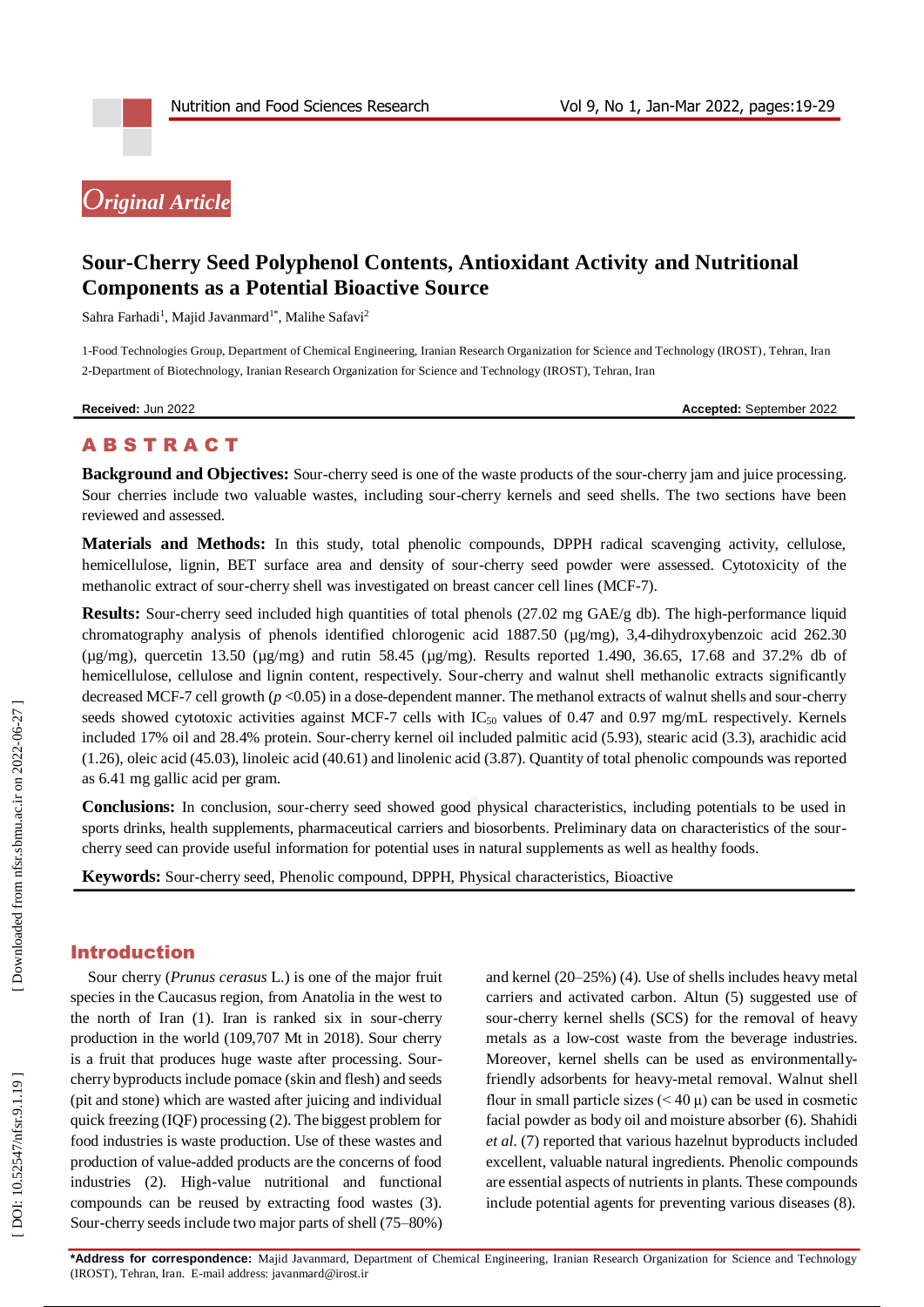*Original Article*

# Sour-Cherry Seed Polyphenol Contents, Antioxidant Activity and Nutritional Components as a Potential Bioactive Source

Sahra Farhadi[1], Majid Javanmard[1*], Malihe Safavi[2]

1-Food Technologies Group, Department of Chemical Engineering, Iranian Research Organization for Science and Technology (IROST), Tehran, Iran
2-Department of Biotechnology, Iranian Research Organization for Science and Technology (IROST), Tehran, Iran

**Received:** Jun 2022 **Accepted:** September 2022

## ABSTRACT

**Background and Objectives:** Sour-cherry seed is one of the waste products of the sour-cherry jam and juice processing. Sour cherries include two valuable wastes, including sour-cherry kernels and seed shells. The two sections have been reviewed and assessed.

**Materials and Methods:** In this study, total phenolic compounds, DPPH radical scavenging activity, cellulose, hemicellulose, lignin, BET surface area and density of sour-cherry seed powder were assessed. Cytotoxicity of the methanolic extract of sour-cherry shell was investigated on breast cancer cell lines (MCF-7).

**Results:** Sour-cherry seed included high quantities of total phenols (27.02 mg GAE/g db). The high-performance liquid chromatography analysis of phenols identified chlorogenic acid 1887.50 (μg/mg), 3,4-dihydroxybenzoic acid 262.30 (μg/mg), quercetin 13.50 (μg/mg) and rutin 58.45 (μg/mg). Results reported 1.490, 36.65, 17.68 and 37.2% db of hemicellulose, cellulose and lignin content, respectively. Sour-cherry and walnut shell methanolic extracts significantly decreased MCF-7 cell growth ($p < 0.05$) in a dose-dependent manner. The methanol extracts of walnut shells and sour-cherry seeds showed cytotoxic activities against MCF-7 cells with $IC_{50}$ values of 0.47 and 0.97 mg/mL respectively. Kernels included 17% oil and 28.4% protein. Sour-cherry kernel oil included palmitic acid (5.93), stearic acid (3.3), arachidic acid (1.26), oleic acid (45.03), linoleic acid (40.61) and linolenic acid (3.87). Quantity of total phenolic compounds was reported as 6.41 mg gallic acid per gram.

**Conclusions:** In conclusion, sour-cherry seed showed good physical characteristics, including potentials to be used in sports drinks, health supplements, pharmaceutical carriers and biosorbents. Preliminary data on characteristics of the sour-cherry seed can provide useful information for potential uses in natural supplements as well as healthy foods.

**Keywords:** Sour-cherry seed, Phenolic compound, DPPH, Physical characteristics, Bioactive

## Introduction

Sour cherry (*Prunus cerasus* L.) is one of the major fruit species in the Caucasus region, from Anatolia in the west to the north of Iran (1). Iran is ranked six in sour-cherry production in the world (109,707 Mt in 2018). Sour cherry is a fruit that produces huge waste after processing. Sour-cherry byproducts include pomace (skin and flesh) and seeds (pit and stone) which are wasted after juicing and individual quick freezing (IQF) processing (2). The biggest problem for food industries is waste production. Use of these wastes and production of value-added products are the concerns of food industries (2). High-value nutritional and functional compounds can be reused by extracting food wastes (3). Sour-cherry seeds include two major parts of shell (75–80%) and kernel (20–25%) (4). Use of shells includes heavy metal carriers and activated carbon. Altun (5) suggested use of sour-cherry kernel shells (SCS) for the removal of heavy metals as a low-cost waste from the beverage industries. Moreover, kernel shells can be used as environmentally-friendly adsorbents for heavy-metal removal. Walnut shell flour in small particle sizes (< 40 μ) can be used in cosmetic facial powder as body oil and moisture absorber (6). Shahidi *et al.* (7) reported that various hazelnut byproducts included excellent, valuable natural ingredients. Phenolic compounds are essential aspects of nutrients in plants. These compounds include potential agents for preventing various diseases (8).

**\*Address for correspondence:** Majid Javanmard, Department of Chemical Engineering, Iranian Research Organization for Science and Technology (IROST), Tehran, Iran. E-mail address: javanmard@irost.ir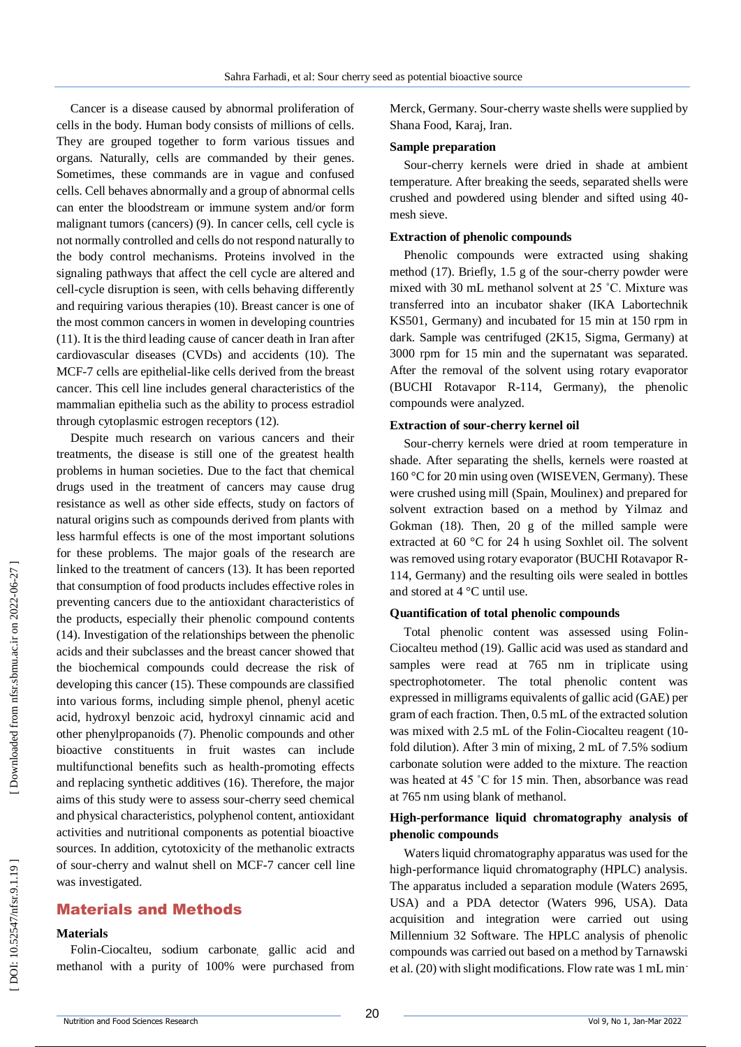Cancer is a disease caused by abnormal proliferation of cells in the body. Human body consists of millions of cells. They are grouped together to form various tissues and organs. Naturally, cells are commanded by their genes. Sometimes, these commands are in vague and confused cells. Cell behaves abnormally and a group of abnormal cells can enter the bloodstream or immune system and/or form malignant tumors (cancers) (9). In cancer cells, cell cycle is not normally controlled and cells do not respond naturally to the body control mechanisms. Proteins involved in the signaling pathways that affect the cell cycle are altered and cell-cycle disruption is seen, with cells behaving differently and requiring various therapies (10). Breast cancer is one of the most common cancers in women in developing countries (11). It is the third leading cause of cancer death in Iran after cardiovascular diseases (CVDs) and accidents (10). The MCF-7 cells are epithelial-like cells derived from the breast cancer. This cell line includes general characteristics of the mammalian epithelia such as the ability to process estradiol through cytoplasmic estrogen receptors (12).

Despite much research on various cancers and their treatments, the disease is still one of the greatest health problems in human societies. Due to the fact that chemical drugs used in the treatment of cancers may cause drug resistance as well as other side effects, study on factors of natural origins such as compounds derived from plants with less harmful effects is one of the most important solutions for these problems. The major goals of the research are linked to the treatment of cancers (13). It has been reported that consumption of food products includes effective roles in preventing cancers due to the antioxidant characteristics of the products, especially their phenolic compound contents (14). Investigation of the relationships between the phenolic acids and their subclasses and the breast cancer showed that the biochemical compounds could decrease the risk of developing this cancer (15). These compounds are classified into various forms, including simple phenol, phenyl acetic acid, hydroxyl benzoic acid, hydroxyl cinnamic acid and other phenylpropanoids (7). Phenolic compounds and other bioactive constituents in fruit wastes can include multifunctional benefits such as health-promoting effects and replacing synthetic additives (16). Therefore, the major aims of this study were to assess sour-cherry seed chemical and physical characteristics, polyphenol content, antioxidant activities and nutritional components as potential bioactive sources. In addition, cytotoxicity of the methanolic extracts of sour-cherry and walnut shell on MCF-7 cancer cell line was investigated.

## Materials and Methods

### Materials

Folin-Ciocalteu, sodium carbonate, gallic acid and methanol with a purity of 100% were purchased from Merck, Germany. Sour-cherry waste shells were supplied by Shana Food, Karaj, Iran.

### Sample preparation

Sour-cherry kernels were dried in shade at ambient temperature. After breaking the seeds, separated shells were crushed and powdered using blender and sifted using 40-mesh sieve.

### Extraction of phenolic compounds

Phenolic compounds were extracted using shaking method (17). Briefly, 1.5 g of the sour-cherry powder were mixed with 30 mL methanol solvent at 25 ˚C. Mixture was transferred into an incubator shaker (IKA Labortechnik KS501, Germany) and incubated for 15 min at 150 rpm in dark. Sample was centrifuged (2K15, Sigma, Germany) at 3000 rpm for 15 min and the supernatant was separated. After the removal of the solvent using rotary evaporator (BUCHI Rotavapor R-114, Germany), the phenolic compounds were analyzed.

### Extraction of sour-cherry kernel oil

Sour-cherry kernels were dried at room temperature in shade. After separating the shells, kernels were roasted at 160 °C for 20 min using oven (WISEVEN, Germany). These were crushed using mill (Spain, Moulinex) and prepared for solvent extraction based on a method by Yilmaz and Gokman (18). Then, 20 g of the milled sample were extracted at 60 °C for 24 h using Soxhlet oil. The solvent was removed using rotary evaporator (BUCHI Rotavapor R-114, Germany) and the resulting oils were sealed in bottles and stored at 4 °C until use.

### Quantification of total phenolic compounds

Total phenolic content was assessed using Folin-Ciocalteu method (19). Gallic acid was used as standard and samples were read at 765 nm in triplicate using spectrophotometer. The total phenolic content was expressed in milligrams equivalents of gallic acid (GAE) per gram of each fraction. Then, 0.5 mL of the extracted solution was mixed with 2.5 mL of the Folin-Ciocalteu reagent (10-fold dilution). After 3 min of mixing, 2 mL of 7.5% sodium carbonate solution were added to the mixture. The reaction was heated at 45 ˚C for 15 min. Then, absorbance was read at 765 nm using blank of methanol.

### High-performance liquid chromatography analysis of phenolic compounds

Waters liquid chromatography apparatus was used for the high-performance liquid chromatography (HPLC) analysis. The apparatus included a separation module (Waters 2695, USA) and a PDA detector (Waters 996, USA). Data acquisition and integration were carried out using Millennium 32 Software. The HPLC analysis of phenolic compounds was carried out based on a method by Tarnawski et al. (20) with slight modifications. Flow rate was 1 mL min-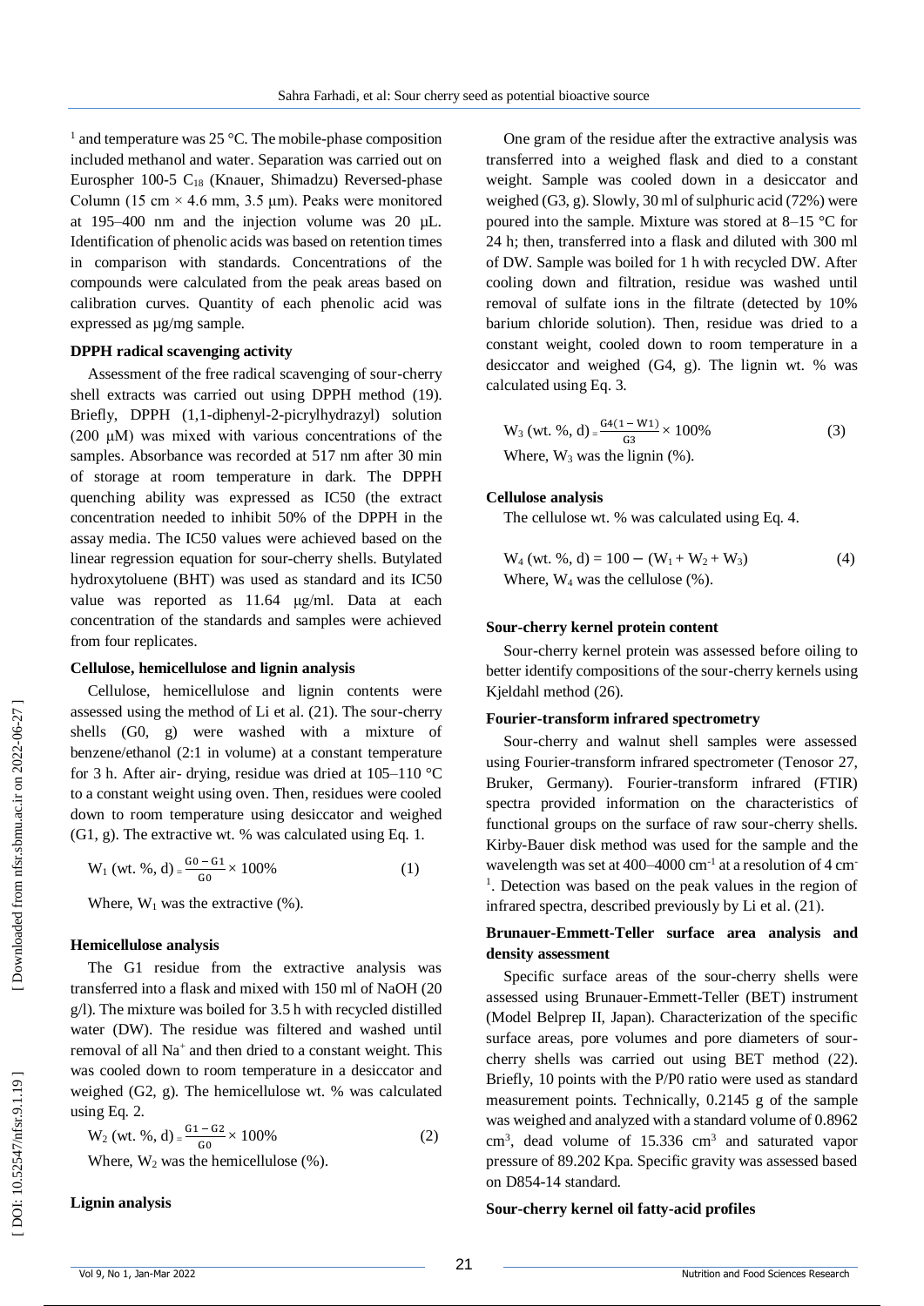[1] and temperature was 25 °C. The mobile-phase composition included methanol and water. Separation was carried out on Eurospher 100-5 $C_{18}$ (Knauer, Shimadzu) Reversed-phase Column (15 cm × 4.6 mm, 3.5 µm). Peaks were monitored at 195–400 nm and the injection volume was 20 µL. Identification of phenolic acids was based on retention times in comparison with standards. Concentrations of the compounds were calculated from the peak areas based on calibration curves. Quantity of each phenolic acid was expressed as µg/mg sample.

**DPPH radical scavenging activity**

Assessment of the free radical scavenging of sour-cherry shell extracts was carried out using DPPH method (19). Briefly, DPPH (1,1-diphenyl-2-picrylhydrazyl) solution (200 µM) was mixed with various concentrations of the samples. Absorbance was recorded at 517 nm after 30 min of storage at room temperature in dark. The DPPH quenching ability was expressed as IC50 (the extract concentration needed to inhibit 50% of the DPPH in the assay media. The IC50 values were achieved based on the linear regression equation for sour-cherry shells. Butylated hydroxytoluene (BHT) was used as standard and its IC50 value was reported as 11.64 µg/ml. Data at each concentration of the standards and samples were achieved from four replicates.

**Cellulose, hemicellulose and lignin analysis**

Cellulose, hemicellulose and lignin contents were assessed using the method of Li et al. (21). The sour-cherry shells (G0, g) were washed with a mixture of benzene/ethanol (2:1 in volume) at a constant temperature for 3 h. After air- drying, residue was dried at 105–110 °C to a constant weight using oven. Then, residues were cooled down to room temperature using desiccator and weighed (G1, g). The extractive wt. % was calculated using Eq. 1.

$$W_1 \text{ (wt. \%, d)} = \frac{G0 - G1}{G0} \times 100\% \quad (1)$$

Where, $W_1$ was the extractive (%).

**Hemicellulose analysis**

The G1 residue from the extractive analysis was transferred into a flask and mixed with 150 ml of NaOH (20 g/l). The mixture was boiled for 3.5 h with recycled distilled water (DW). The residue was filtered and washed until removal of all $Na^+$ and then dried to a constant weight. This was cooled down to room temperature in a desiccator and weighed (G2, g). The hemicellulose wt. % was calculated using Eq. 2.

$$W_2 \text{ (wt. \%, d)} = \frac{G1 - G2}{G0} \times 100\% \quad (2)$$

Where, $W_2$ was the hemicellulose (%).

**Lignin analysis**

One gram of the residue after the extractive analysis was transferred into a weighed flask and died to a constant weight. Sample was cooled down in a desiccator and weighed (G3, g). Slowly, 30 ml of sulphuric acid (72%) were poured into the sample. Mixture was stored at 8–15 °C for 24 h; then, transferred into a flask and diluted with 300 ml of DW. Sample was boiled for 1 h with recycled DW. After cooling down and filtration, residue was washed until removal of sulfate ions in the filtrate (detected by 10% barium chloride solution). Then, residue was dried to a constant weight, cooled down to room temperature in a desiccator and weighed (G4, g). The lignin wt. % was calculated using Eq. 3.

$$W_3 \text{ (wt. \%, d)} = \frac{G4(1 - W1)}{G3} \times 100\% \quad (3)$$

Where, $W_3$ was the lignin (%).

**Cellulose analysis**

The cellulose wt. % was calculated using Eq. 4.

$$W_4 \text{ (wt. \%, d)} = 100 - (W_1 + W_2 + W_3) \quad (4)$$

Where, $W_4$ was the cellulose (%).

**Sour-cherry kernel protein content**

Sour-cherry kernel protein was assessed before oiling to better identify compositions of the sour-cherry kernels using Kjeldahl method (26).

**Fourier-transform infrared spectrometry**

Sour-cherry and walnut shell samples were assessed using Fourier-transform infrared spectrometer (Tenosor 27, Bruker, Germany). Fourier-transform infrared (FTIR) spectra provided information on the characteristics of functional groups on the surface of raw sour-cherry shells. Kirby-Bauer disk method was used for the sample and the wavelength was set at 400–4000 $cm^{-1}$ at a resolution of 4 $cm^{-1}$. Detection was based on the peak values in the region of infrared spectra, described previously by Li et al. (21).

**Brunauer-Emmett-Teller surface area analysis and density assessment**

Specific surface areas of the sour-cherry shells were assessed using Brunauer-Emmett-Teller (BET) instrument (Model Belprep II, Japan). Characterization of the specific surface areas, pore volumes and pore diameters of sour-cherry shells was carried out using BET method (22). Briefly, 10 points with the P/P0 ratio were used as standard measurement points. Technically, 0.2145 g of the sample was weighed and analyzed with a standard volume of 0.8962 $cm^3$, dead volume of 15.336 $cm^3$ and saturated vapor pressure of 89.202 Kpa. Specific gravity was assessed based on D854-14 standard.

**Sour-cherry kernel oil fatty-acid profiles**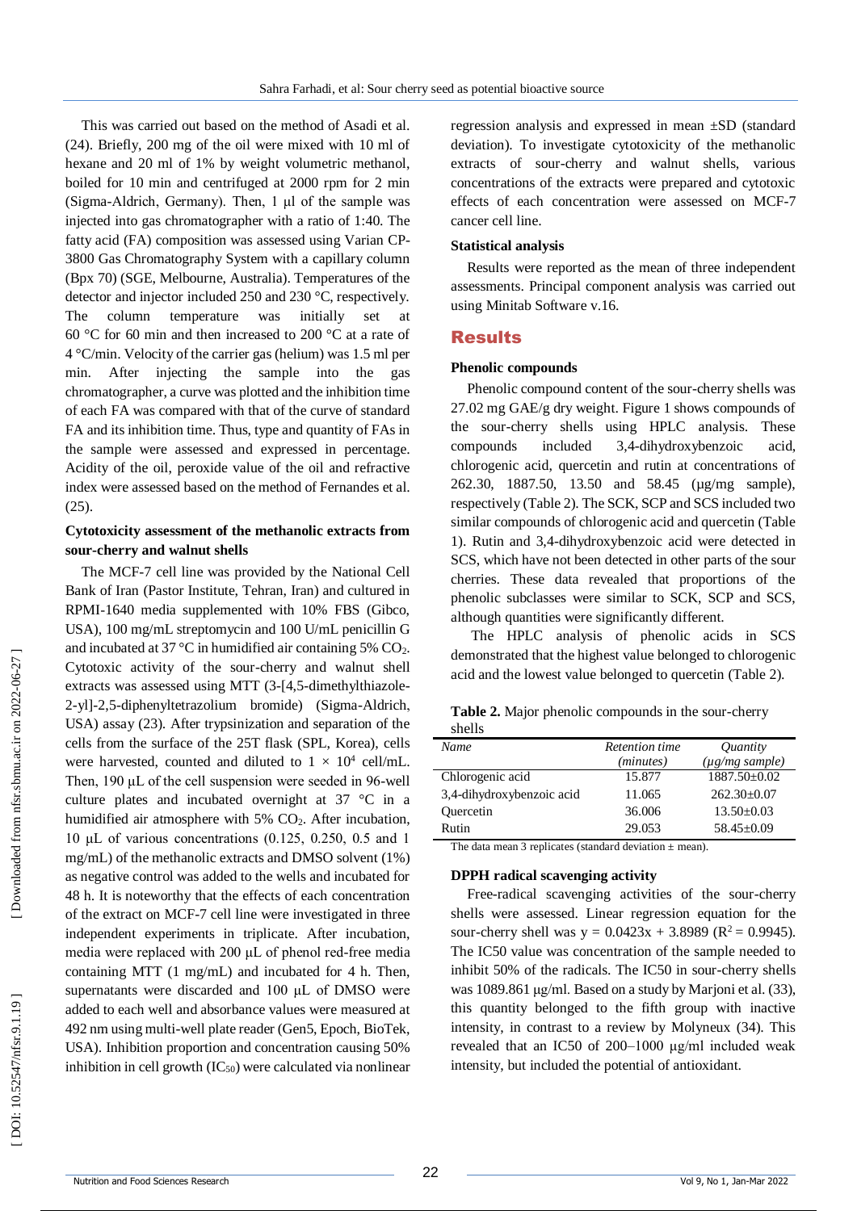This was carried out based on the method of Asadi et al. (24). Briefly, 200 mg of the oil were mixed with 10 ml of hexane and 20 ml of 1% by weight volumetric methanol, boiled for 10 min and centrifuged at 2000 rpm for 2 min (Sigma-Aldrich, Germany). Then, 1 µl of the sample was injected into gas chromatographer with a ratio of 1:40. The fatty acid (FA) composition was assessed using Varian CP-3800 Gas Chromatography System with a capillary column (Bpx 70) (SGE, Melbourne, Australia). Temperatures of the detector and injector included 250 and 230 °C, respectively. The column temperature was initially set at 60 °C for 60 min and then increased to 200 °C at a rate of 4 °C/min. Velocity of the carrier gas (helium) was 1.5 ml per min. After injecting the sample into the gas chromatographer, a curve was plotted and the inhibition time of each FA was compared with that of the curve of standard FA and its inhibition time. Thus, type and quantity of FAs in the sample were assessed and expressed in percentage. Acidity of the oil, peroxide value of the oil and refractive index were assessed based on the method of Fernandes et al. (25).

### Cytotoxicity assessment of the methanolic extracts from sour-cherry and walnut shells

The MCF-7 cell line was provided by the National Cell Bank of Iran (Pastor Institute, Tehran, Iran) and cultured in RPMI-1640 media supplemented with 10% FBS (Gibco, USA), 100 mg/mL streptomycin and 100 U/mL penicillin G and incubated at 37 °C in humidified air containing 5% $CO_2$. Cytotoxic activity of the sour-cherry and walnut shell extracts was assessed using MTT (3-[4,5-dimethylthiazole-2-yl]-2,5-diphenyltetrazolium bromide) (Sigma-Aldrich, USA) assay (23). After trypsinization and separation of the cells from the surface of the 25T flask (SPL, Korea), cells were harvested, counted and diluted to $1 \times 10^4$ cell/mL. Then, 190 µL of the cell suspension were seeded in 96-well culture plates and incubated overnight at 37 °C in a humidified air atmosphere with 5% $CO_2$. After incubation, 10 µL of various concentrations (0.125, 0.250, 0.5 and 1 mg/mL) of the methanolic extracts and DMSO solvent (1%) as negative control was added to the wells and incubated for 48 h. It is noteworthy that the effects of each concentration of the extract on MCF-7 cell line were investigated in three independent experiments in triplicate. After incubation, media were replaced with 200 µL of phenol red-free media containing MTT (1 mg/mL) and incubated for 4 h. Then, supernatants were discarded and 100 µL of DMSO were added to each well and absorbance values were measured at 492 nm using multi-well plate reader (Gen5, Epoch, BioTek, USA). Inhibition proportion and concentration causing 50% inhibition in cell growth ($IC_{50}$) were calculated via nonlinear regression analysis and expressed in mean ±SD (standard deviation). To investigate cytotoxicity of the methanolic extracts of sour-cherry and walnut shells, various concentrations of the extracts were prepared and cytotoxic effects of each concentration were assessed on MCF-7 cancer cell line.

### Statistical analysis

Results were reported as the mean of three independent assessments. Principal component analysis was carried out using Minitab Software v.16.

## Results

### Phenolic compounds

Phenolic compound content of the sour-cherry shells was 27.02 mg GAE/g dry weight. Figure 1 shows compounds of the sour-cherry shells using HPLC analysis. These compounds included 3,4-dihydroxybenzoic acid, chlorogenic acid, quercetin and rutin at concentrations of 262.30, 1887.50, 13.50 and 58.45 (µg/mg sample), respectively (Table 2). The SCK, SCP and SCS included two similar compounds of chlorogenic acid and quercetin (Table 1). Rutin and 3,4-dihydroxybenzoic acid were detected in SCS, which have not been detected in other parts of the sour cherries. These data revealed that proportions of the phenolic subclasses were similar to SCK, SCP and SCS, although quantities were significantly different.

The HPLC analysis of phenolic acids in SCS demonstrated that the highest value belonged to chlorogenic acid and the lowest value belonged to quercetin (Table 2).

**Table 2.** Major phenolic compounds in the sour-cherry shells

| *Name* | *Retention time (minutes)* | *Quantity (µg/mg sample)* |
|---|---|---|
| Chlorogenic acid | 15.877 | 1887.50±0.02 |
| 3,4-dihydroxybenzoic acid | 11.065 | 262.30±0.07 |
| Quercetin | 36.006 | 13.50±0.03 |
| Rutin | 29.053 | 58.45±0.09 |

The data mean 3 replicates (standard deviation ± mean).

### DPPH radical scavenging activity

Free-radical scavenging activities of the sour-cherry shells were assessed. Linear regression equation for the sour-cherry shell was $y = 0.0423x + 3.8989$ ($R^2 = 0.9945$). The IC50 value was concentration of the sample needed to inhibit 50% of the radicals. The IC50 in sour-cherry shells was 1089.861 µg/ml. Based on a study by Marjoni et al. (33), this quantity belonged to the fifth group with inactive intensity, in contrast to a review by Molyneux (34). This revealed that an IC50 of 200–1000 µg/ml included weak intensity, but included the potential of antioxidant.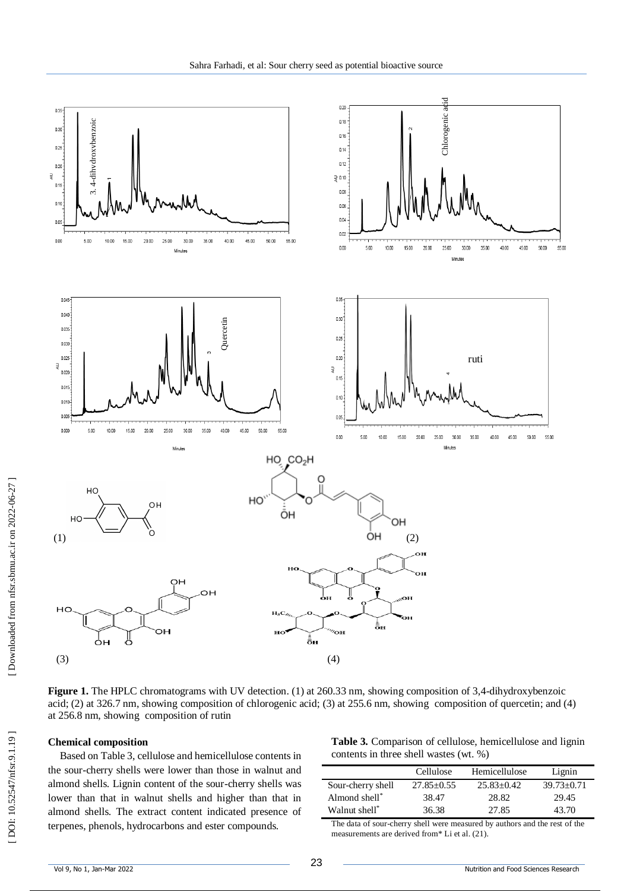**Figure 1.** The HPLC chromatograms with UV detection. (1) at 260.33 nm, showing composition of 3,4-dihydroxybenzoic acid; (2) at 326.7 nm, showing composition of chlorogenic acid; (3) at 255.6 nm, showing composition of quercetin; and (4) at 256.8 nm, showing composition of rutin

#### Chemical composition

Based on Table 3, cellulose and hemicellulose contents in the sour-cherry shells were lower than those in walnut and almond shells. Lignin content of the sour-cherry shells was lower than that in walnut shells and higher than that in almond shells. The extract content indicated presence of terpenes, phenols, hydrocarbons and ester compounds.

**Table 3.** Comparison of cellulose, hemicellulose and lignin contents in three shell wastes (wt. %)

| | Cellulose | Hemicellulose | Lignin |
|---|---|---|---|
| Sour-cherry shell | 27.85±0.55 | 25.83±0.42 | 39.73±0.71 |
| Almond shell* | 38.47 | 28.82 | 29.45 |
| Walnut shell* | 36.38 | 27.85 | 43.70 |

The data of sour-cherry shell were measured by authors and the rest of the measurements are derived from* Li et al. (21).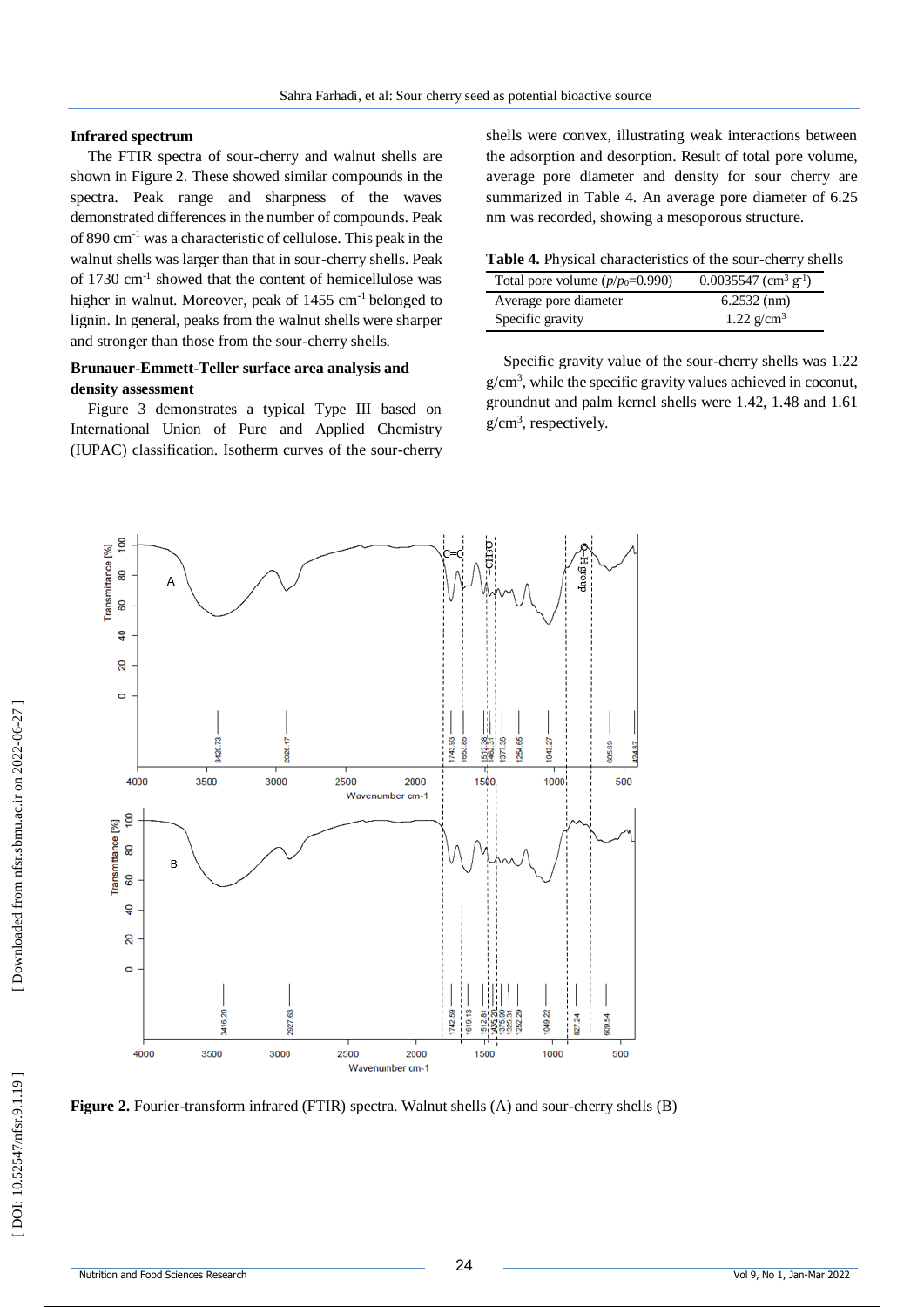### Infrared spectrum

The FTIR spectra of sour-cherry and walnut shells are shown in Figure 2. These showed similar compounds in the spectra. Peak range and sharpness of the waves demonstrated differences in the number of compounds. Peak of 890 $cm^{-1}$ was a characteristic of cellulose. This peak in the walnut shells was larger than that in sour-cherry shells. Peak of 1730 $cm^{-1}$ showed that the content of hemicellulose was higher in walnut. Moreover, peak of 1455 $cm^{-1}$ belonged to lignin. In general, peaks from the walnut shells were sharper and stronger than those from the sour-cherry shells.

### Brunauer-Emmett-Teller surface area analysis and density assessment

Figure 3 demonstrates a typical Type III based on International Union of Pure and Applied Chemistry (IUPAC) classification. Isotherm curves of the sour-cherry shells were convex, illustrating weak interactions between the adsorption and desorption. Result of total pore volume, average pore diameter and density for sour cherry are summarized in Table 4. An average pore diameter of 6.25 nm was recorded, showing a mesoporous structure.

**Table 4.** Physical characteristics of the sour-cherry shells

| | |
|---|---|
| Total pore volume ($p/p_0$=0.990) | 0.0035547 ($cm^3$ $g^{-1}$) |
| Average pore diameter | 6.2532 (nm) |
| Specific gravity | 1.22 $g/cm^3$ |

Specific gravity value of the sour-cherry shells was 1.22 $g/cm^3$, while the specific gravity values achieved in coconut, groundnut and palm kernel shells were 1.42, 1.48 and 1.61 $g/cm^3$, respectively.

**Figure 2.** Fourier-transform infrared (FTIR) spectra. Walnut shells (A) and sour-cherry shells (B)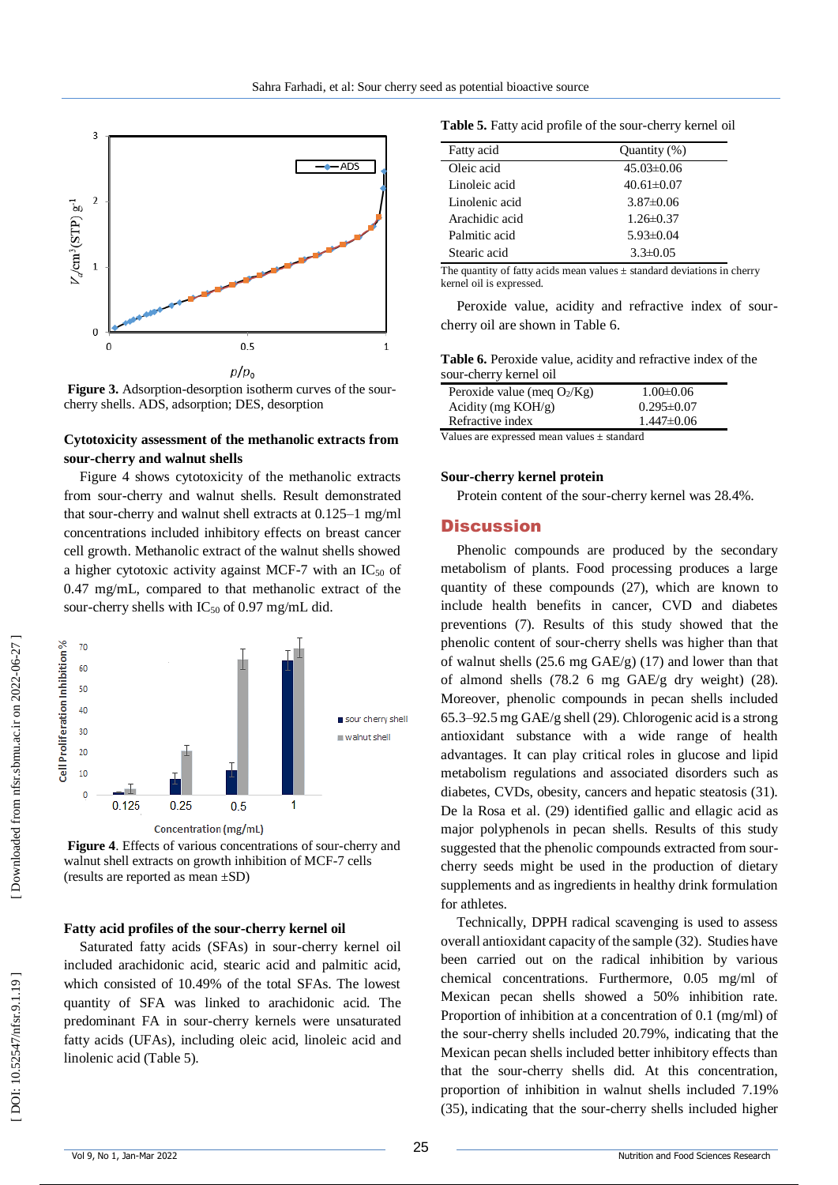Figure 3. Adsorption-desorption isotherm curves of the sour-cherry shells. ADS, adsorption; DES, desorption

### Cytotoxicity assessment of the methanolic extracts from sour-cherry and walnut shells

Figure 4 shows cytotoxicity of the methanolic extracts from sour-cherry and walnut shells. Result demonstrated that sour-cherry and walnut shell extracts at 0.125–1 mg/ml concentrations included inhibitory effects on breast cancer cell growth. Methanolic extract of the walnut shells showed a higher cytotoxic activity against MCF-7 with an $IC_{50}$ of 0.47 mg/mL, compared to that methanolic extract of the sour-cherry shells with $IC_{50}$ of 0.97 mg/mL did.

Figure 4. Effects of various concentrations of sour-cherry and walnut shell extracts on growth inhibition of MCF-7 cells (results are reported as mean ±SD)

### Fatty acid profiles of the sour-cherry kernel oil

Saturated fatty acids (SFAs) in sour-cherry kernel oil included arachidonic acid, stearic acid and palmitic acid, which consisted of 10.49% of the total SFAs. The lowest quantity of SFA was linked to arachidonic acid. The predominant FA in sour-cherry kernels were unsaturated fatty acids (UFAs), including oleic acid, linoleic acid and linolenic acid (Table 5).

**Table 5.** Fatty acid profile of the sour-cherry kernel oil

| Fatty acid | Quantity (%) |
| --- | --- |
| Oleic acid | 45.03±0.06 |
| Linoleic acid | 40.61±0.07 |
| Linolenic acid | 3.87±0.06 |
| Arachidic acid | 1.26±0.37 |
| Palmitic acid | 5.93±0.04 |
| Stearic acid | 3.3±0.05 |

The quantity of fatty acids mean values ± standard deviations in cherry kernel oil is expressed.

Peroxide value, acidity and refractive index of sour-cherry oil are shown in Table 6.

**Table 6.** Peroxide value, acidity and refractive index of the sour-cherry kernel oil

| | |
| --- | --- |
| Peroxide value (meq $O_2$/Kg) | 1.00±0.06 |
| Acidity (mg KOH/g) | 0.295±0.07 |
| Refractive index | 1.447±0.06 |

Values are expressed mean values ± standard

### Sour-cherry kernel protein

Protein content of the sour-cherry kernel was 28.4%.

## Discussion

Phenolic compounds are produced by the secondary metabolism of plants. Food processing produces a large quantity of these compounds (27), which are known to include health benefits in cancer, CVD and diabetes preventions (7). Results of this study showed that the phenolic content of sour-cherry shells was higher than that of walnut shells (25.6 mg GAE/g) (17) and lower than that of almond shells (78.2 6 mg GAE/g dry weight) (28). Moreover, phenolic compounds in pecan shells included 65.3–92.5 mg GAE/g shell (29). Chlorogenic acid is a strong antioxidant substance with a wide range of health advantages. It can play critical roles in glucose and lipid metabolism regulations and associated disorders such as diabetes, CVDs, obesity, cancers and hepatic steatosis (31). De la Rosa et al. (29) identified gallic and ellagic acid as major polyphenols in pecan shells. Results of this study suggested that the phenolic compounds extracted from sour-cherry seeds might be used in the production of dietary supplements and as ingredients in healthy drink formulation for athletes.

Technically, DPPH radical scavenging is used to assess overall antioxidant capacity of the sample (32). Studies have been carried out on the radical inhibition by various chemical concentrations. Furthermore, 0.05 mg/ml of Mexican pecan shells showed a 50% inhibition rate. Proportion of inhibition at a concentration of 0.1 (mg/ml) of the sour-cherry shells included 20.79%, indicating that the Mexican pecan shells included better inhibitory effects than that the sour-cherry shells did. At this concentration, proportion of inhibition in walnut shells included 7.19% (35), indicating that the sour-cherry shells included higher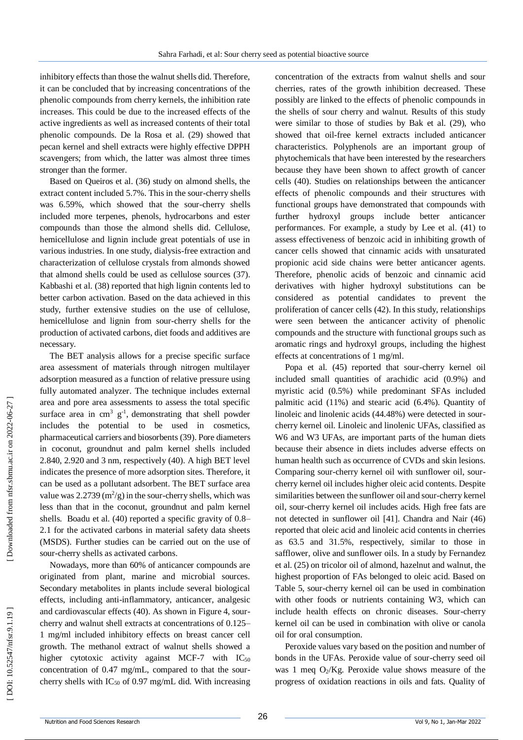inhibitory effects than those the walnut shells did. Therefore, it can be concluded that by increasing concentrations of the phenolic compounds from cherry kernels, the inhibition rate increases. This could be due to the increased effects of the active ingredients as well as increased contents of their total phenolic compounds. De la Rosa et al. (29) showed that pecan kernel and shell extracts were highly effective DPPH scavengers; from which, the latter was almost three times stronger than the former.

Based on Queiros et al. (36) study on almond shells, the extract content included 5.7%. This in the sour-cherry shells was 6.59%, which showed that the sour-cherry shells included more terpenes, phenols, hydrocarbons and ester compounds than those the almond shells did. Cellulose, hemicellulose and lignin include great potentials of use in various industries. In one study, dialysis-free extraction and characterization of cellulose crystals from almonds showed that almond shells could be used as cellulose sources (37). Kabbashi et al. (38) reported that high lignin contents led to better carbon activation. Based on the data achieved in this study, further extensive studies on the use of cellulose, hemicellulose and lignin from sour-cherry shells for the production of activated carbons, diet foods and additives are necessary.

The BET analysis allows for a precise specific surface area assessment of materials through nitrogen multilayer adsorption measured as a function of relative pressure using fully automated analyzer. The technique includes external area and pore area assessments to assess the total specific surface area in $cm^3$ $g^{-1}$, demonstrating that shell powder includes the potential to be used in cosmetics, pharmaceutical carriers and biosorbents (39). Pore diameters in coconut, groundnut and palm kernel shells included 2.840, 2.920 and 3 nm, respectively (40). A high BET level indicates the presence of more adsorption sites. Therefore, it can be used as a pollutant adsorbent. The BET surface area value was 2.2739 ($m^2$/g) in the sour-cherry shells, which was less than that in the coconut, groundnut and palm kernel shells. Boadu et al. (40) reported a specific gravity of 0.8–2.1 for the activated carbons in material safety data sheets (MSDS). Further studies can be carried out on the use of sour-cherry shells as activated carbons.

Nowadays, more than 60% of anticancer compounds are originated from plant, marine and microbial sources. Secondary metabolites in plants include several biological effects, including anti-inflammatory, anticancer, analgesic and cardiovascular effects (40). As shown in Figure 4, sour-cherry and walnut shell extracts at concentrations of 0.125–1 mg/ml included inhibitory effects on breast cancer cell growth. The methanol extract of walnut shells showed a higher cytotoxic activity against MCF-7 with $IC_{50}$ concentration of 0.47 mg/mL, compared to that the sour-cherry shells with $IC_{50}$ of 0.97 mg/mL did. With increasing concentration of the extracts from walnut shells and sour cherries, rates of the growth inhibition decreased. These possibly are linked to the effects of phenolic compounds in the shells of sour cherry and walnut. Results of this study were similar to those of studies by Bak et al. (29), who showed that oil-free kernel extracts included anticancer characteristics. Polyphenols are an important group of phytochemicals that have been interested by the researchers because they have been shown to affect growth of cancer cells (40). Studies on relationships between the anticancer effects of phenolic compounds and their structures with functional groups have demonstrated that compounds with further hydroxyl groups include better anticancer performances. For example, a study by Lee et al. (41) to assess effectiveness of benzoic acid in inhibiting growth of cancer cells showed that cinnamic acids with unsaturated propionic acid side chains were better anticancer agents. Therefore, phenolic acids of benzoic and cinnamic acid derivatives with higher hydroxyl substitutions can be considered as potential candidates to prevent the proliferation of cancer cells (42). In this study, relationships were seen between the anticancer activity of phenolic compounds and the structure with functional groups such as aromatic rings and hydroxyl groups, including the highest effects at concentrations of 1 mg/ml.

Popa et al. (45) reported that sour-cherry kernel oil included small quantities of arachidic acid (0.9%) and myristic acid (0.5%) while predominant SFAs included palmitic acid (11%) and stearic acid (6.4%). Quantity of linoleic and linolenic acids (44.48%) were detected in sour-cherry kernel oil. Linoleic and linolenic UFAs, classified as W6 and W3 UFAs, are important parts of the human diets because their absence in diets includes adverse effects on human health such as occurrence of CVDs and skin lesions. Comparing sour-cherry kernel oil with sunflower oil, sour-cherry kernel oil includes higher oleic acid contents. Despite similarities between the sunflower oil and sour-cherry kernel oil, sour-cherry kernel oil includes acids. High free fats are not detected in sunflower oil [41]. Chandra and Nair (46) reported that oleic acid and linoleic acid contents in cherries as 63.5 and 31.5%, respectively, similar to those in safflower, olive and sunflower oils. In a study by Fernandez et al. (25) on tricolor oil of almond, hazelnut and walnut, the highest proportion of FAs belonged to oleic acid. Based on Table 5, sour-cherry kernel oil can be used in combination with other foods or nutrients containing W3, which can include health effects on chronic diseases. Sour-cherry kernel oil can be used in combination with olive or canola oil for oral consumption.

Peroxide values vary based on the position and number of bonds in the UFAs. Peroxide value of sour-cherry seed oil was 1 meq $O_2$/Kg. Peroxide value shows measure of the progress of oxidation reactions in oils and fats. Quality of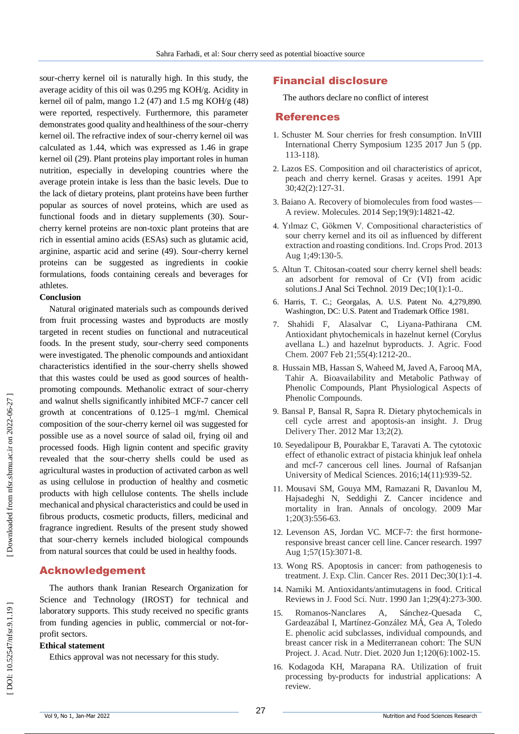sour-cherry kernel oil is naturally high. In this study, the average acidity of this oil was 0.295 mg KOH/g. Acidity in kernel oil of palm, mango 1.2 (47) and 1.5 mg KOH/g (48) were reported, respectively. Furthermore, this parameter demonstrates good quality and healthiness of the sour-cherry kernel oil. The refractive index of sour-cherry kernel oil was calculated as 1.44, which was expressed as 1.46 in grape kernel oil (29). Plant proteins play important roles in human nutrition, especially in developing countries where the average protein intake is less than the basic levels. Due to the lack of dietary proteins, plant proteins have been further popular as sources of novel proteins, which are used as functional foods and in dietary supplements (30). Sour-cherry kernel proteins are non-toxic plant proteins that are rich in essential amino acids (ESAs) such as glutamic acid, arginine, aspartic acid and serine (49). Sour-cherry kernel proteins can be suggested as ingredients in cookie formulations, foods containing cereals and beverages for athletes.

**Conclusion**

Natural originated materials such as compounds derived from fruit processing wastes and byproducts are mostly targeted in recent studies on functional and nutraceutical foods. In the present study, sour-cherry seed components were investigated. The phenolic compounds and antioxidant characteristics identified in the sour-cherry shells showed that this wastes could be used as good sources of health-promoting compounds. Methanolic extract of sour-cherry and walnut shells significantly inhibited MCF-7 cancer cell growth at concentrations of 0.125–1 mg/ml. Chemical composition of the sour-cherry kernel oil was suggested for possible use as a novel source of salad oil, frying oil and processed foods. High lignin content and specific gravity revealed that the sour-cherry shells could be used as agricultural wastes in production of activated carbon as well as using cellulose in production of healthy and cosmetic products with high cellulose contents. The shells include mechanical and physical characteristics and could be used in fibrous products, cosmetic products, fillers, medicinal and fragrance ingredient. Results of the present study showed that sour-cherry kernels included biological compounds from natural sources that could be used in healthy foods.

## Acknowledgement

The authors thank Iranian Research Organization for Science and Technology (IROST) for technical and laboratory supports. This study received no specific grants from funding agencies in public, commercial or not-for-profit sectors.

**Ethical statement**

Ethics approval was not necessary for this study.

## Financial disclosure

The authors declare no conflict of interest

## References

1. Schuster M. Sour cherries for fresh consumption. InVIII International Cherry Symposium 1235 2017 Jun 5 (pp. 113-118).
2. Lazos ES. Composition and oil characteristics of apricot, peach and cherry kernel. Grasas y aceites. 1991 Apr 30;42(2):127-31.
3. Baiano A. Recovery of biomolecules from food wastes—A review. Molecules. 2014 Sep;19(9):14821-42.
4. Yılmaz C, Gökmen V. Compositional characteristics of sour cherry kernel and its oil as influenced by different extraction and roasting conditions. Ind. Crops Prod. 2013 Aug 1;49:130-5.
5. Altun T. Chitosan-coated sour cherry kernel shell beads: an adsorbent for removal of Cr (VI) from acidic solutions.J Anal Sci Technol. 2019 Dec;10(1):1-0..
6. Harris, T. C.; Georgalas, A. U.S. Patent No. 4,279,890. Washington, DC: U.S. Patent and Trademark Office 1981.
7. Shahidi F, Alasalvar C, Liyana-Pathirana CM. Antioxidant phytochemicals in hazelnut kernel (Corylus avellana L.) and hazelnut byproducts. J. Agric. Food Chem. 2007 Feb 21;55(4):1212-20..
8. Hussain MB, Hassan S, Waheed M, Javed A, Farooq MA, Tahir A. Bioavailability and Metabolic Pathway of Phenolic Compounds, Plant Physiological Aspects of Phenolic Compounds.
9. Bansal P, Bansal R, Sapra R. Dietary phytochemicals in cell cycle arrest and apoptosis-an insight. J. Drug Delivery Ther. 2012 Mar 13;2(2).
10. Seyedalipour B, Pourakbar E, Taravati A. The cytotoxic effect of ethanolic extract of pistacia khinjuk leaf onhela and mcf-7 cancerous cell lines. Journal of Rafsanjan University of Medical Sciences. 2016;14(11):939-52.
11. Mousavi SM, Gouya MM, Ramazani R, Davanlou M, Hajsadeghi N, Seddighi Z. Cancer incidence and mortality in Iran. Annals of oncology. 2009 Mar 1;20(3):556-63.
12. Levenson AS, Jordan VC. MCF-7: the first hormone-responsive breast cancer cell line. Cancer research. 1997 Aug 1;57(15):3071-8.
13. Wong RS. Apoptosis in cancer: from pathogenesis to treatment. J. Exp. Clin. Cancer Res. 2011 Dec;30(1):1-4.
14. Namiki M. Antioxidants/antimutagens in food. Critical Reviews in J. Food Sci. Nutr. 1990 Jan 1;29(4):273-300.
15. Romanos-Nanclares A, Sánchez-Quesada C, Gardeazábal I, Martínez-González MÁ, Gea A, Toledo E. phenolic acid subclasses, individual compounds, and breast cancer risk in a Mediterranean cohort: The SUN Project. J. Acad. Nutr. Diet. 2020 Jun 1;120(6):1002-15.
16. Kodagoda KH, Marapana RA. Utilization of fruit processing by-products for industrial applications: A review.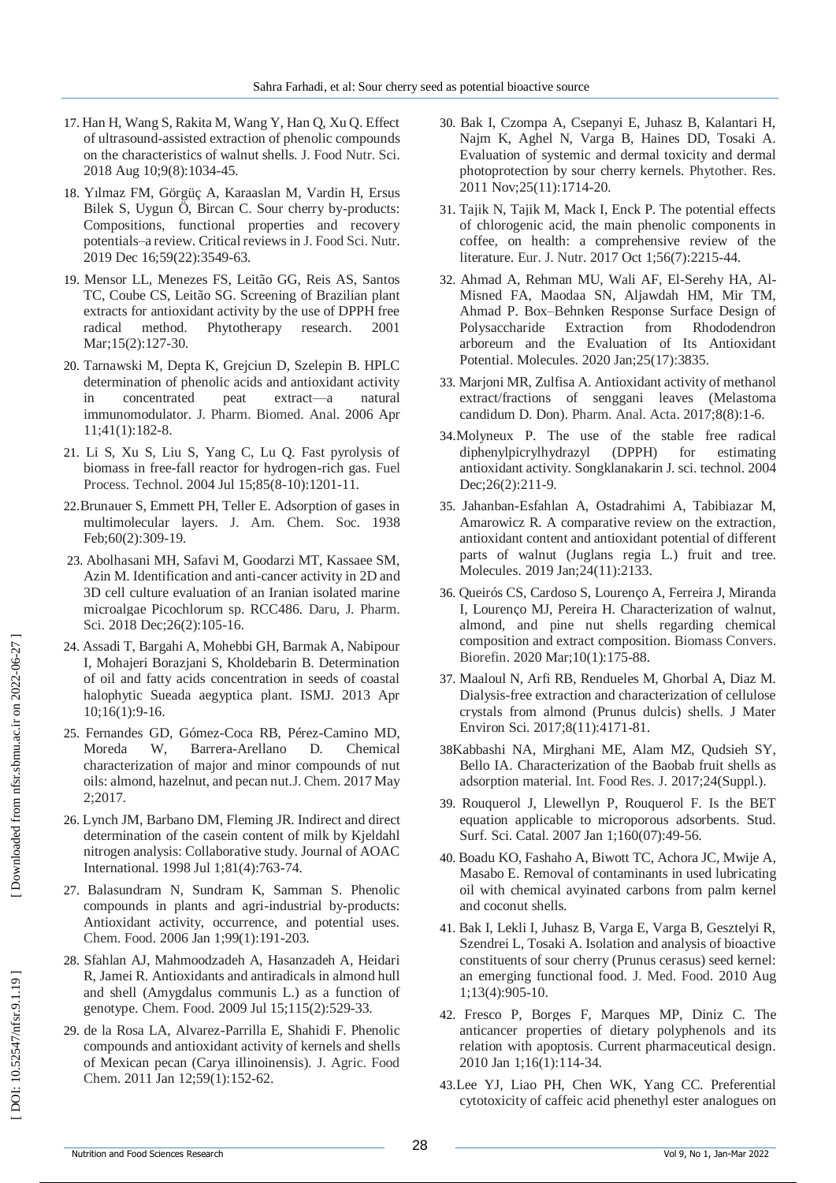17. Han H, Wang S, Rakita M, Wang Y, Han Q, Xu Q. Effect of ultrasound-assisted extraction of phenolic compounds on the characteristics of walnut shells. J. Food Nutr. Sci. 2018 Aug 10;9(8):1034-45.

18. Yılmaz FM, Görgüç A, Karaaslan M, Vardin H, Ersus Bilek S, Uygun Ö, Bircan C. Sour cherry by-products: Compositions, functional properties and recovery potentials–a review. Critical reviews in J. Food Sci. Nutr. 2019 Dec 16;59(22):3549-63.

19. Mensor LL, Menezes FS, Leitão GG, Reis AS, Santos TC, Coube CS, Leitão SG. Screening of Brazilian plant extracts for antioxidant activity by the use of DPPH free radical method. Phytotherapy research. 2001 Mar;15(2):127-30.

20. Tarnawski M, Depta K, Grejciun D, Szelepin B. HPLC determination of phenolic acids and antioxidant activity in concentrated peat extract—a natural immunomodulator. J. Pharm. Biomed. Anal. 2006 Apr 11;41(1):182-8.

21. Li S, Xu S, Liu S, Yang C, Lu Q. Fast pyrolysis of biomass in free-fall reactor for hydrogen-rich gas. Fuel Process. Technol. 2004 Jul 15;85(8-10):1201-11.

22. Brunauer S, Emmett PH, Teller E. Adsorption of gases in multimolecular layers. J. Am. Chem. Soc. 1938 Feb;60(2):309-19.

23. Abolhasani MH, Safavi M, Goodarzi MT, Kassaee SM, Azin M. Identification and anti-cancer activity in 2D and 3D cell culture evaluation of an Iranian isolated marine microalgae Picochlorum sp. RCC486. Daru, J. Pharm. Sci. 2018 Dec;26(2):105-16.

24. Assadi T, Bargahi A, Mohebbi GH, Barmak A, Nabipour I, Mohajeri Borazjani S, Kholdebarin B. Determination of oil and fatty acids concentration in seeds of coastal halophytic Sueada aegyptica plant. ISMJ. 2013 Apr 10;16(1):9-16.

25. Fernandes GD, Gómez-Coca RB, Pérez-Camino MD, Moreda W, Barrera-Arellano D. Chemical characterization of major and minor compounds of nut oils: almond, hazelnut, and pecan nut.J. Chem. 2017 May 2;2017.

26. Lynch JM, Barbano DM, Fleming JR. Indirect and direct determination of the casein content of milk by Kjeldahl nitrogen analysis: Collaborative study. Journal of AOAC International. 1998 Jul 1;81(4):763-74.

27. Balasundram N, Sundram K, Samman S. Phenolic compounds in plants and agri-industrial by-products: Antioxidant activity, occurrence, and potential uses. Chem. Food. 2006 Jan 1;99(1):191-203.

28. Sfahlan AJ, Mahmoodzadeh A, Hasanzadeh A, Heidari R, Jamei R. Antioxidants and antiradicals in almond hull and shell (Amygdalus communis L.) as a function of genotype. Chem. Food. 2009 Jul 15;115(2):529-33.

29. de la Rosa LA, Alvarez-Parrilla E, Shahidi F. Phenolic compounds and antioxidant activity of kernels and shells of Mexican pecan (Carya illinoinensis). J. Agric. Food Chem. 2011 Jan 12;59(1):152-62.

30. Bak I, Czompa A, Csepanyi E, Juhasz B, Kalantari H, Najm K, Aghel N, Varga B, Haines DD, Tosaki A. Evaluation of systemic and dermal toxicity and dermal photoprotection by sour cherry kernels. Phytother. Res. 2011 Nov;25(11):1714-20.

31. Tajik N, Tajik M, Mack I, Enck P. The potential effects of chlorogenic acid, the main phenolic components in coffee, on health: a comprehensive review of the literature. Eur. J. Nutr. 2017 Oct 1;56(7):2215-44.

32. Ahmad A, Rehman MU, Wali AF, El-Serehy HA, Al-Misned FA, Maodaa SN, Aljawdah HM, Mir TM, Ahmad P. Box–Behnken Response Surface Design of Polysaccharide Extraction from Rhododendron arboreum and the Evaluation of Its Antioxidant Potential. Molecules. 2020 Jan;25(17):3835.

33. Marjoni MR, Zulfisa A. Antioxidant activity of methanol extract/fractions of senggani leaves (Melastoma candidum D. Don). Pharm. Anal. Acta. 2017;8(8):1-6.

34. Molyneux P. The use of the stable free radical diphenylpicrylhydrazyl (DPPH) for estimating antioxidant activity. Songklanakarin J. sci. technol. 2004 Dec;26(2):211-9.

35. Jahanban-Esfahlan A, Ostadrahimi A, Tabibiazar M, Amarowicz R. A comparative review on the extraction, antioxidant content and antioxidant potential of different parts of walnut (Juglans regia L.) fruit and tree. Molecules. 2019 Jan;24(11):2133.

36. Queirós CS, Cardoso S, Lourenço A, Ferreira J, Miranda I, Lourenço MJ, Pereira H. Characterization of walnut, almond, and pine nut shells regarding chemical composition and extract composition. Biomass Convers. Biorefin. 2020 Mar;10(1):175-88.

37. Maaloul N, Arfi RB, Rendueles M, Ghorbal A, Diaz M. Dialysis-free extraction and characterization of cellulose crystals from almond (Prunus dulcis) shells. J Mater Environ Sci. 2017;8(11):4171-81.

38. Kabbashi NA, Mirghani ME, Alam MZ, Qudsieh SY, Bello IA. Characterization of the Baobab fruit shells as adsorption material. Int. Food Res. J. 2017;24(Suppl.).

39. Rouquerol J, Llewellyn P, Rouquerol F. Is the BET equation applicable to microporous adsorbents. Stud. Surf. Sci. Catal. 2007 Jan 1;160(07):49-56.

40. Boadu KO, Fashaho A, Biwott TC, Achora JC, Mwije A, Masabo E. Removal of contaminants in used lubricating oil with chemical avyinated carbons from palm kernel and coconut shells.

41. Bak I, Lekli I, Juhasz B, Varga E, Varga B, Gesztelyi R, Szendrei L, Tosaki A. Isolation and analysis of bioactive constituents of sour cherry (Prunus cerasus) seed kernel: an emerging functional food. J. Med. Food. 2010 Aug 1;13(4):905-10.

42. Fresco P, Borges F, Marques MP, Diniz C. The anticancer properties of dietary polyphenols and its relation with apoptosis. Current pharmaceutical design. 2010 Jan 1;16(1):114-34.

43. Lee YJ, Liao PH, Chen WK, Yang CC. Preferential cytotoxicity of caffeic acid phenethyl ester analogues on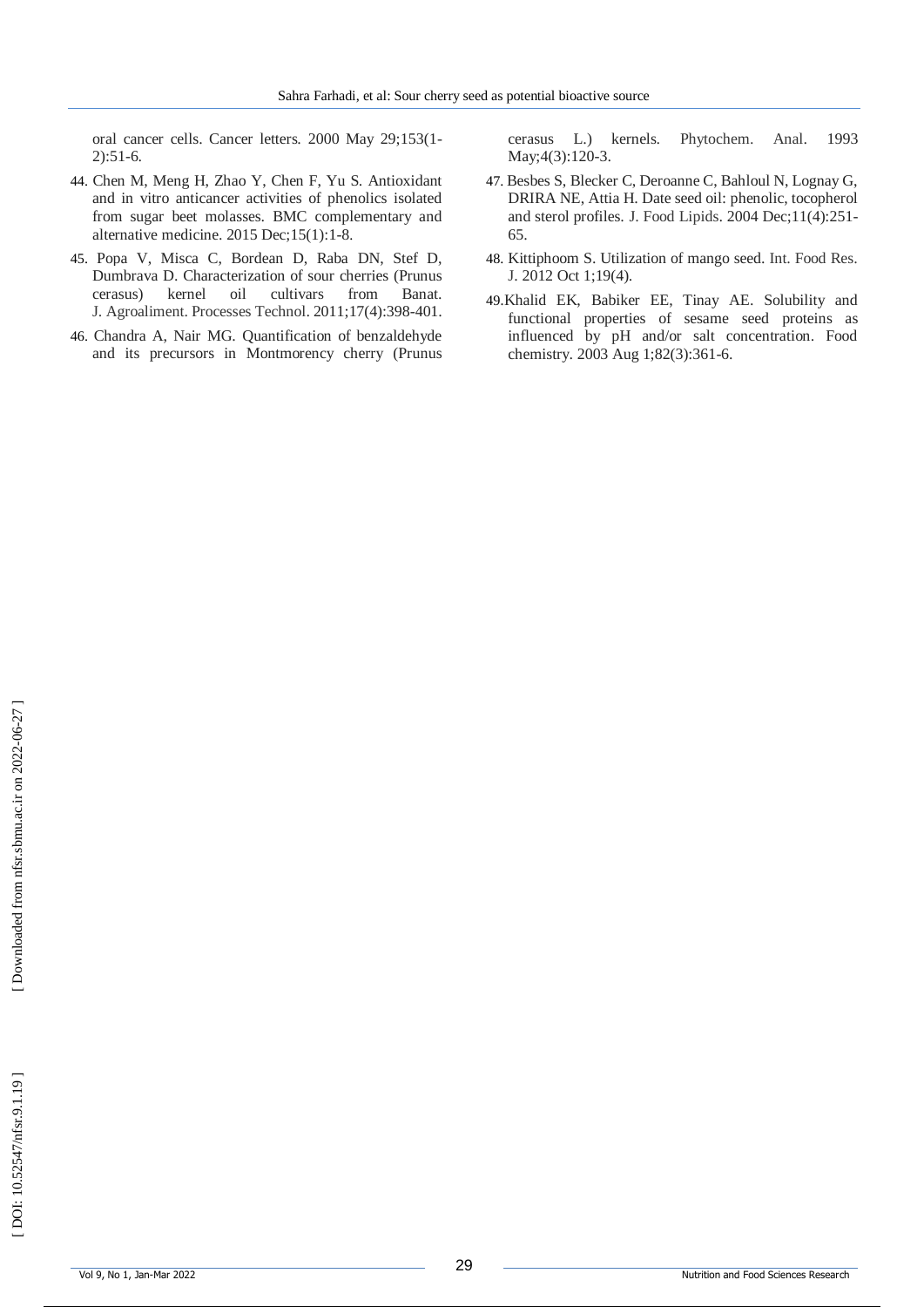oral cancer cells. Cancer letters. 2000 May 29;153(1-2):51-6.

44. Chen M, Meng H, Zhao Y, Chen F, Yu S. Antioxidant and in vitro anticancer activities of phenolics isolated from sugar beet molasses. BMC complementary and alternative medicine. 2015 Dec;15(1):1-8.

45. Popa V, Misca C, Bordean D, Raba DN, Stef D, Dumbrava D. Characterization of sour cherries (Prunus cerasus) kernel oil cultivars from Banat. J. Agroaliment. Processes Technol. 2011;17(4):398-401.

46. Chandra A, Nair MG. Quantification of benzaldehyde and its precursors in Montmorency cherry (Prunus cerasus L.) kernels. Phytochem. Anal. 1993 May;4(3):120-3.

47. Besbes S, Blecker C, Deroanne C, Bahloul N, Lognay G, DRIRA NE, Attia H. Date seed oil: phenolic, tocopherol and sterol profiles. J. Food Lipids. 2004 Dec;11(4):251-65.

48. Kittiphoom S. Utilization of mango seed. Int. Food Res. J. 2012 Oct 1;19(4).

49. Khalid EK, Babiker EE, Tinay AE. Solubility and functional properties of sesame seed proteins as influenced by pH and/or salt concentration. Food chemistry. 2003 Aug 1;82(3):361-6.